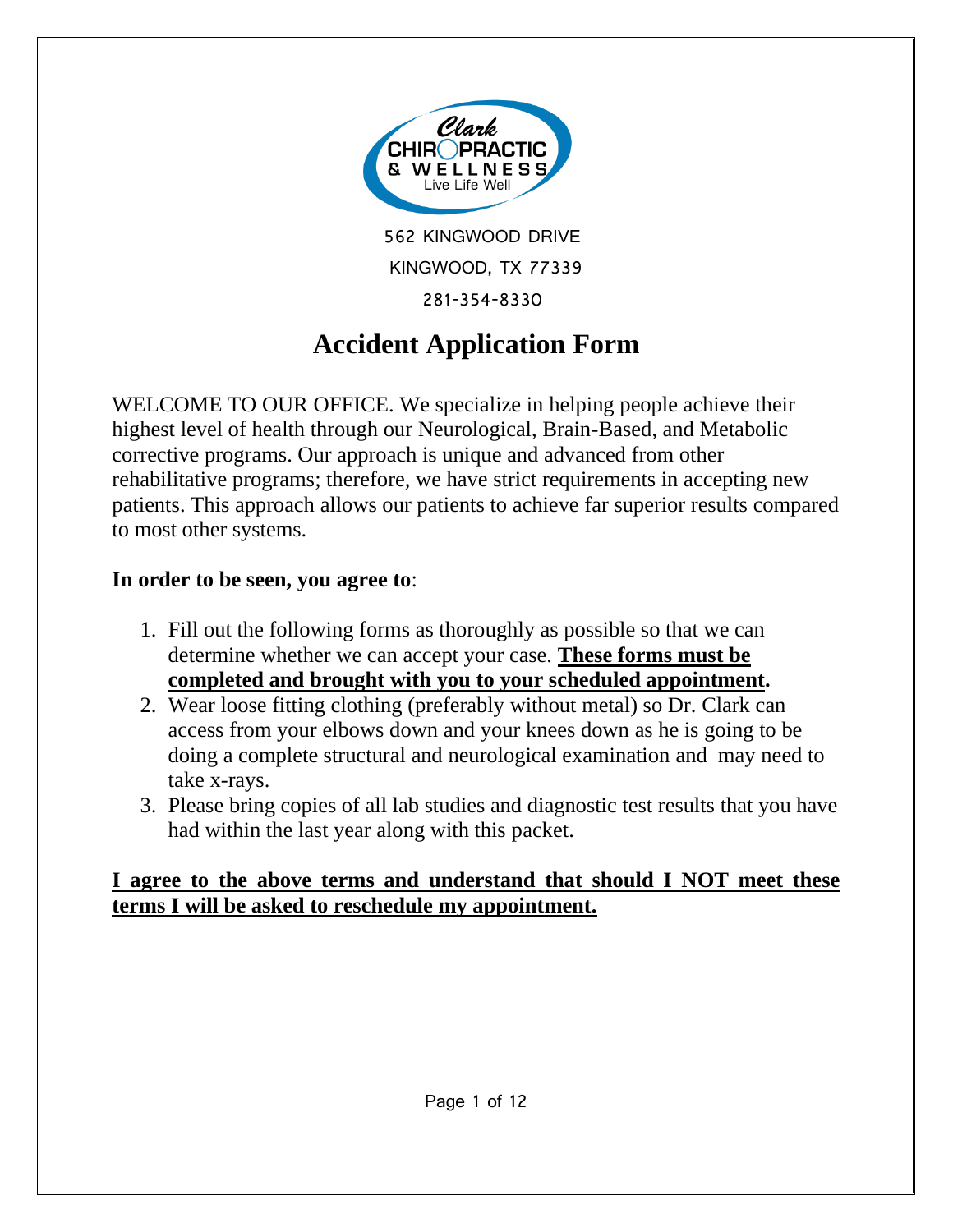Clark CHIROPRACTIC & WELLNESS

Live Life Well

562 KINGWOOD DRIVE

KINGWOOD, TX 77339

281-354-8330

# Accident Application Form

WELCOME TO OUR OFFICE. We specialize in helping people achieve their highest level of health through our Neurological, Brain-Based, and Metabolic corrective programs. Our approach is unique and advanced from other rehabilitative programs; therefore, we have strict requirements in accepting new patients. This approach allows our patients to achieve far superior results compared to most other systems.

**In order to be seen, you agree to**:

1. Fill out the following forms as thoroughly as possible so that we can determine whether we can accept your case. **<u>These forms must be completed and brought with you to your scheduled appointment</u>.**
2. Wear loose fitting clothing (preferably without metal) so Dr. Clark can access from your elbows down and your knees down as he is going to be doing a complete structural and neurological examination and may need to take x-rays.
3. Please bring copies of all lab studies and diagnostic test results that you have had within the last year along with this packet.

**<u>I agree to the above terms and understand that should I NOT meet these terms I will be asked to reschedule my appointment.</u>**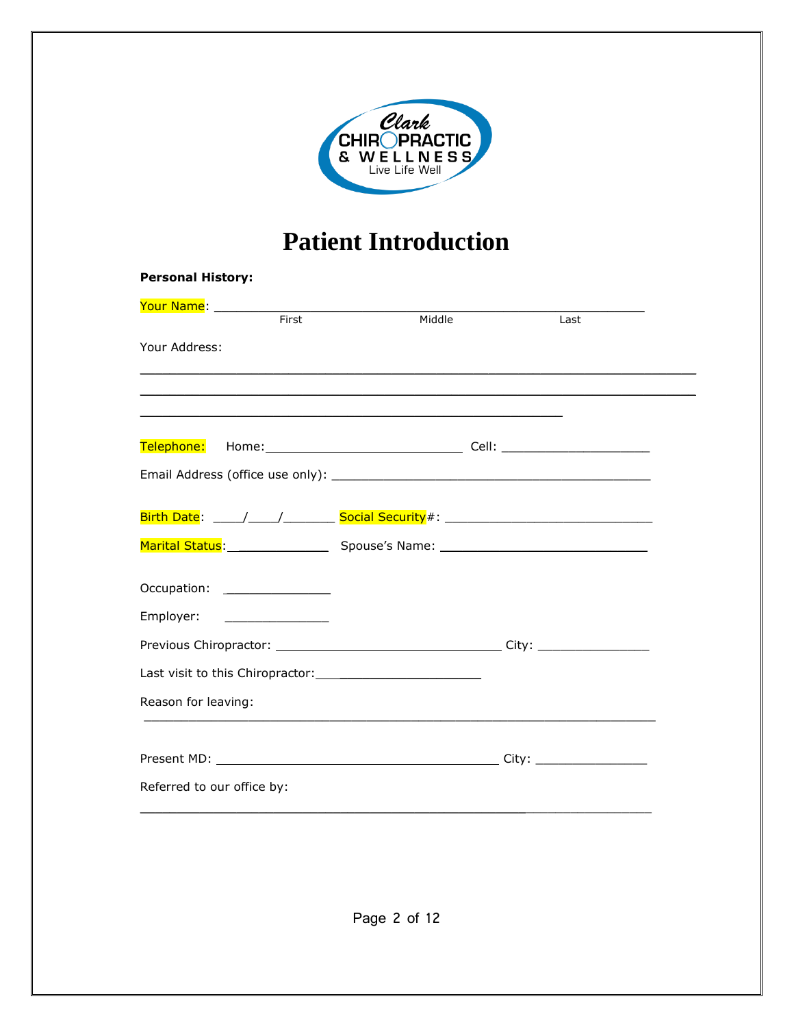# Patient Introduction

**Personal History:**

Your Name: ______________________________________________
First Middle Last

Your Address:

______________________________________________________________

______________________________________________________________

______________________________________________

Telephone: Home: ____________________________ Cell: ____________________

Email Address (office use only): ____________________________________________

Birth Date: ____/____/_______ Social Security#: ____________________________

Marital Status: _____________ Spouse's Name: ____________________________

Occupation: _______________

Employer: _______________

Previous Chiropractor: ________________________________ City: _______________

Last visit to this Chiropractor: ________________________

Reason for leaving:

______________________________________________________________

Present MD: ________________________________________ City: _______________

Referred to our office by:

______________________________________________________________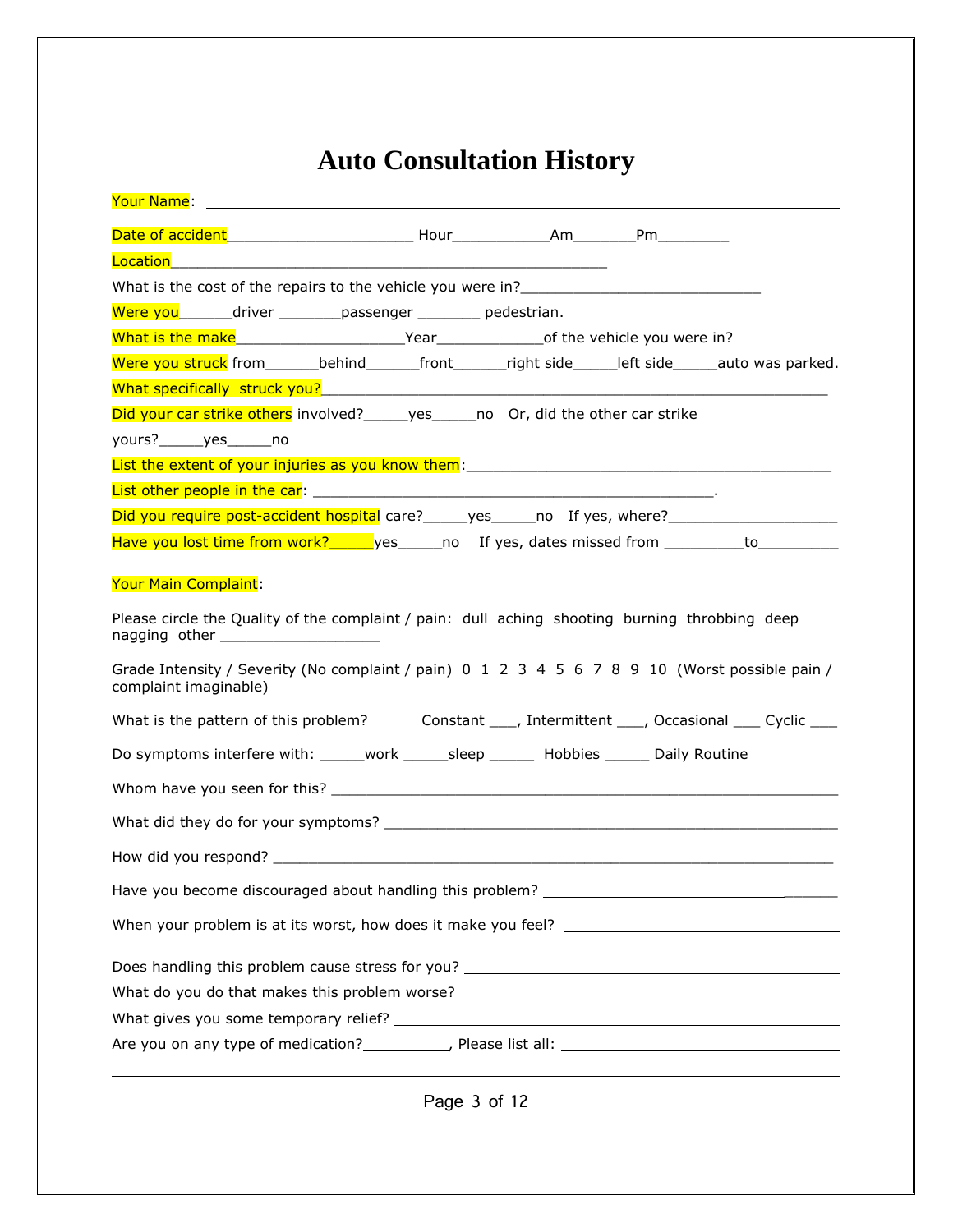# Auto Consultation History

Your Name: ______________________________________________________________________

Date of accident_____________________ Hour___________Am_______Pm________

Location__________________________________________________

What is the cost of the repairs to the vehicle you were in?___________________________

Were you______driver _______passenger _______ pedestrian.

What is the make___________________Year____________of the vehicle you were in?

Were you struck from______behind______front______right side_____left side_____auto was parked.

What specifically struck you?___________________________________________________________

Did your car strike others involved?_____yes_____no Or, did the other car strike yours?_____yes_____no

List the extent of your injuries as you know them:_________________________________________

List other people in the car: _____________________________________________.

Did you require post-accident hospital care?_____yes_____no If yes, where?___________________

Have you lost time from work?_____yes_____no If yes, dates missed from _________to_________

Your Main Complaint: ______________________________________________________________

Please circle the Quality of the complaint / pain: dull aching shooting burning throbbing deep nagging other __________________

Grade Intensity / Severity (No complaint / pain) 0 1 2 3 4 5 6 7 8 9 10 (Worst possible pain / complaint imaginable)

What is the pattern of this problem? Constant ___, Intermittent ___, Occasional ___ Cyclic ___

Do symptoms interfere with: _____work _____sleep _____ Hobbies _____ Daily Routine

Whom have you seen for this? ____________________________________________________________

What did they do for your symptoms? ______________________________________________________

How did you respond? _________________________________________________________________

Have you become discouraged about handling this problem? __________________________________

When your problem is at its worst, how does it make you feel? _____________________________

Does handling this problem cause stress for you? ____________________________________________

What do you do that makes this problem worse? _____________________________________________

What gives you some temporary relief? ___________________________________________________

Are you on any type of medication?__________, Please list all: _________________________________

______________________________________________________________________________________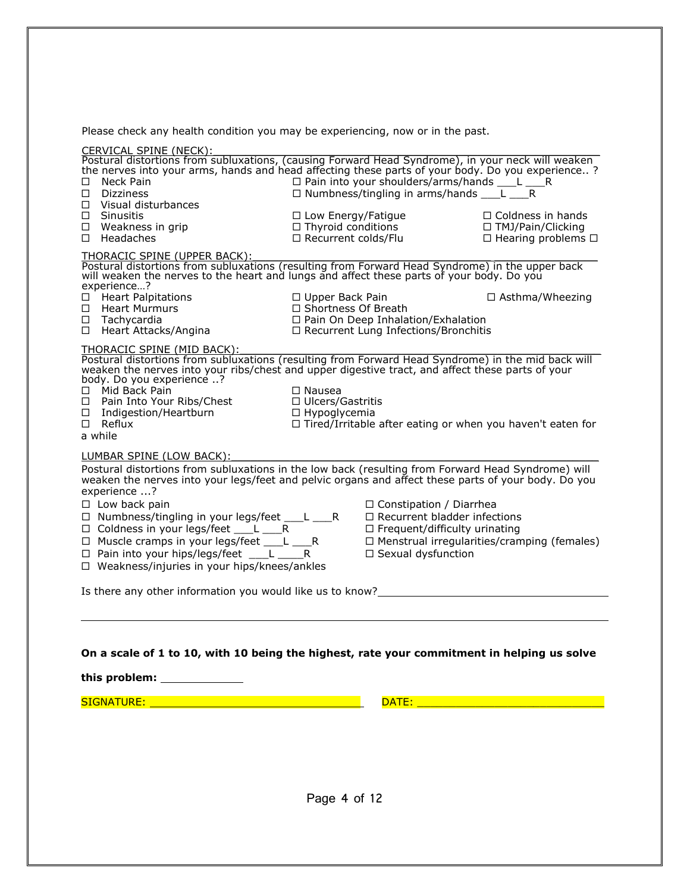Please check any health condition you may be experiencing, now or in the past.

CERVICAL SPINE (NECK):

Postural distortions from subluxations, (causing Forward Head Syndrome), in your neck will weaken the nerves into your arms, hands and head affecting these parts of your body. Do you experience.. ?

- ☐ Neck Pain
- ☐ Pain into your shoulders/arms/hands ___L ___R
- ☐ Dizziness
- ☐ Numbness/tingling in arms/hands ___L ___R
- ☐ Visual disturbances
- ☐ Sinusitis
- ☐ Low Energy/Fatigue
- ☐ Coldness in hands
- ☐ Weakness in grip
- ☐ Thyroid conditions
- ☐ TMJ/Pain/Clicking
- ☐ Headaches
- ☐ Recurrent colds/Flu
- ☐ Hearing problems ☐

THORACIC SPINE (UPPER BACK):

Postural distortions from subluxations (resulting from Forward Head Syndrome) in the upper back will weaken the nerves to the heart and lungs and affect these parts of your body. Do you experience…?

- ☐ Heart Palpitations
- ☐ Upper Back Pain
- ☐ Asthma/Wheezing
- ☐ Heart Murmurs
- ☐ Shortness Of Breath
- ☐ Tachycardia
- ☐ Pain On Deep Inhalation/Exhalation
- ☐ Heart Attacks/Angina
- ☐ Recurrent Lung Infections/Bronchitis

THORACIC SPINE (MID BACK):

Postural distortions from subluxations (resulting from Forward Head Syndrome) in the mid back will weaken the nerves into your ribs/chest and upper digestive tract, and affect these parts of your body. Do you experience ..?

- ☐ Mid Back Pain
- ☐ Nausea
- ☐ Pain Into Your Ribs/Chest
- ☐ Ulcers/Gastritis
- ☐ Indigestion/Heartburn
- ☐ Hypoglycemia
- ☐ Reflux
- ☐ Tired/Irritable after eating or when you haven't eaten for a while

LUMBAR SPINE (LOW BACK):

Postural distortions from subluxations in the low back (resulting from Forward Head Syndrome) will weaken the nerves into your legs/feet and pelvic organs and affect these parts of your body. Do you experience ...?

- ☐ Low back pain
- ☐ Numbness/tingling in your legs/feet ___L ___R
- ☐ Coldness in your legs/feet ___L ___R
- ☐ Muscle cramps in your legs/feet ___L ___R
- ☐ Pain into your hips/legs/feet ___L ____R
- ☐ Weakness/injuries in your hips/knees/ankles
- ☐ Constipation / Diarrhea
- ☐ Recurrent bladder infections
- ☐ Frequent/difficulty urinating
- ☐ Menstrual irregularities/cramping (females)
- ☐ Sexual dysfunction

Is there any other information you would like us to know? ____________________________________

______________________________________________________________________

**On a scale of 1 to 10, with 10 being the highest, rate your commitment in helping us solve this problem:** ____________

SIGNATURE: ________________________________ DATE: ____________________________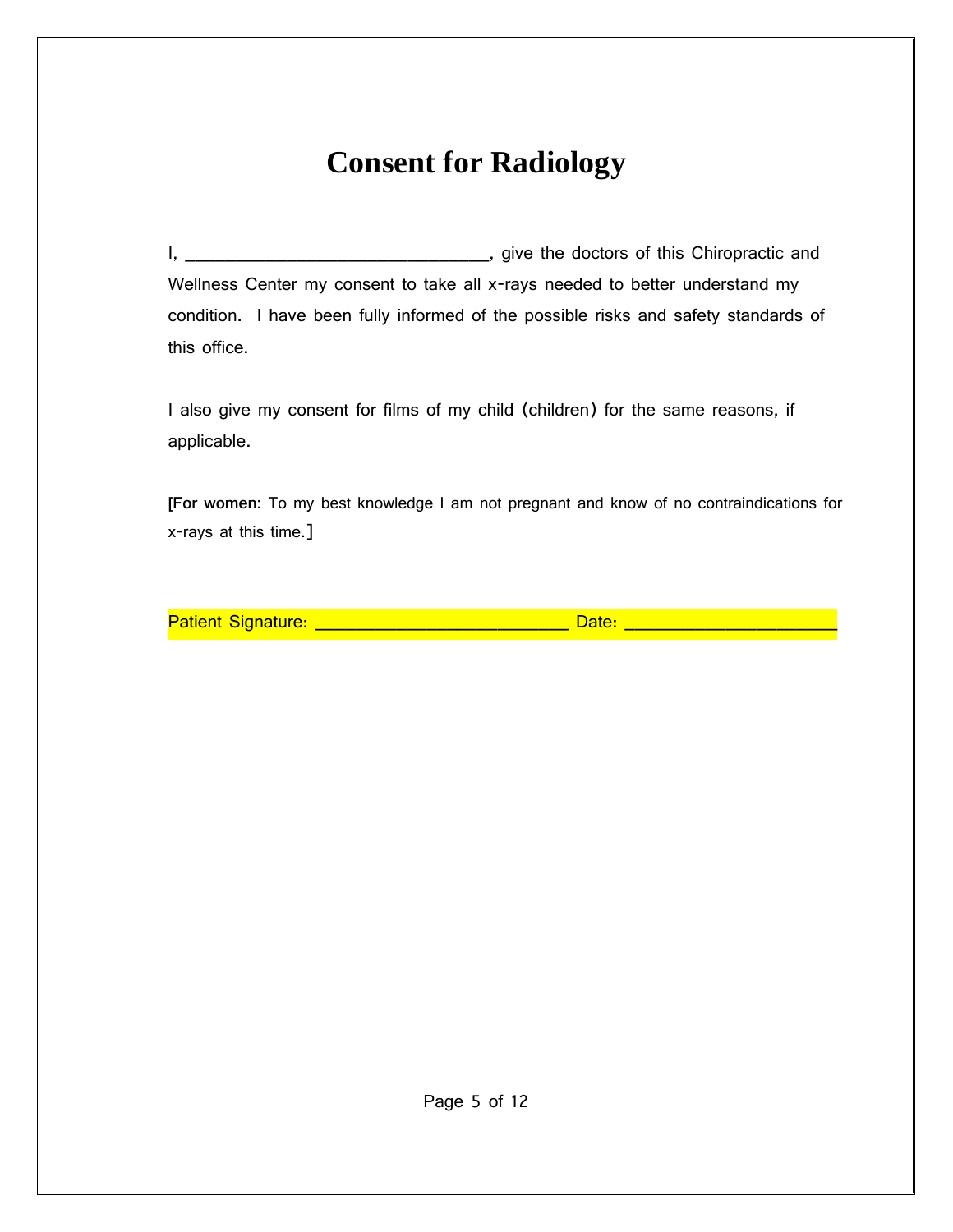# Consent for Radiology

I, ________________________________, give the doctors of this Chiropractic and Wellness Center my consent to take all x-rays needed to better understand my condition. I have been fully informed of the possible risks and safety standards of this office.

I also give my consent for films of my child (children) for the same reasons, if applicable.

[**For women:** To my best knowledge I am not pregnant and know of no contraindications for x-rays at this time.]

Patient Signature: ___________________________ Date: _____________________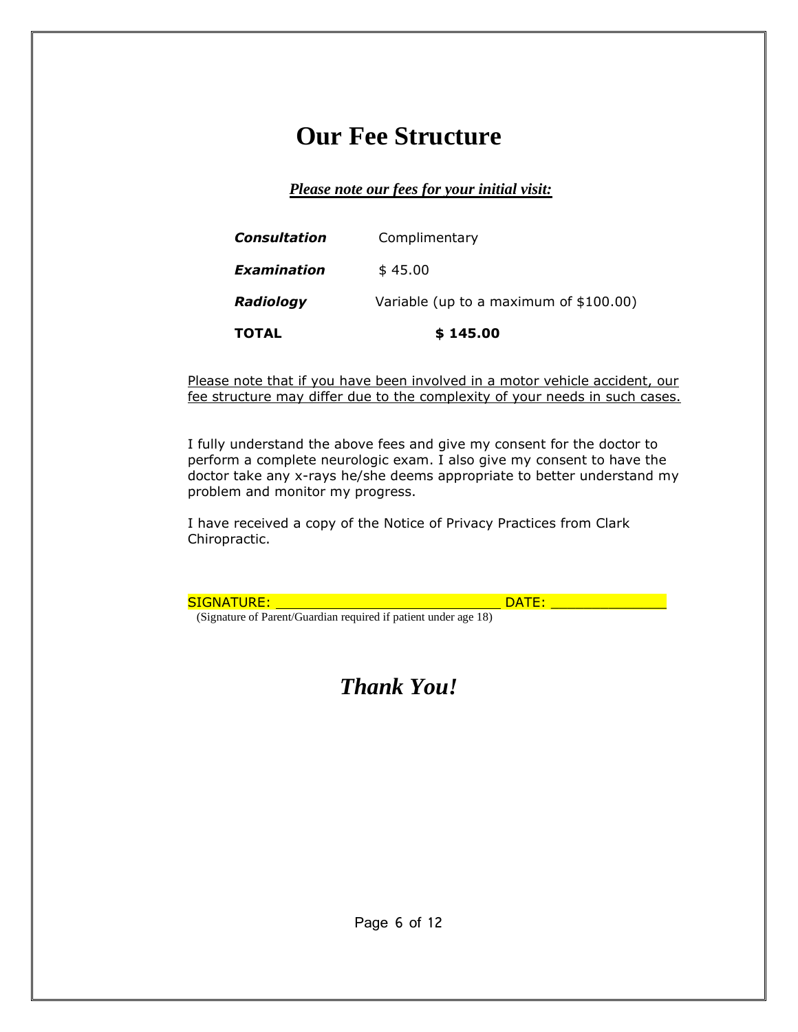# Our Fee Structure

***Please note our fees for your initial visit:***

| | |
|---|---|
| ***Consultation*** | Complimentary |
| ***Examination*** | $ 45.00 |
| ***Radiology*** | Variable (up to a maximum of $100.00) |
| **TOTAL** | **$ 145.00** |

Please note that if you have been involved in a motor vehicle accident, our fee structure may differ due to the complexity of your needs in such cases.

I fully understand the above fees and give my consent for the doctor to perform a complete neurologic exam. I also give my consent to have the doctor take any x-rays he/she deems appropriate to better understand my problem and monitor my progress.

I have received a copy of the Notice of Privacy Practices from Clark Chiropractic.

SIGNATURE: ___________________________ DATE: ______________

(Signature of Parent/Guardian required if patient under age 18)

***Thank You!***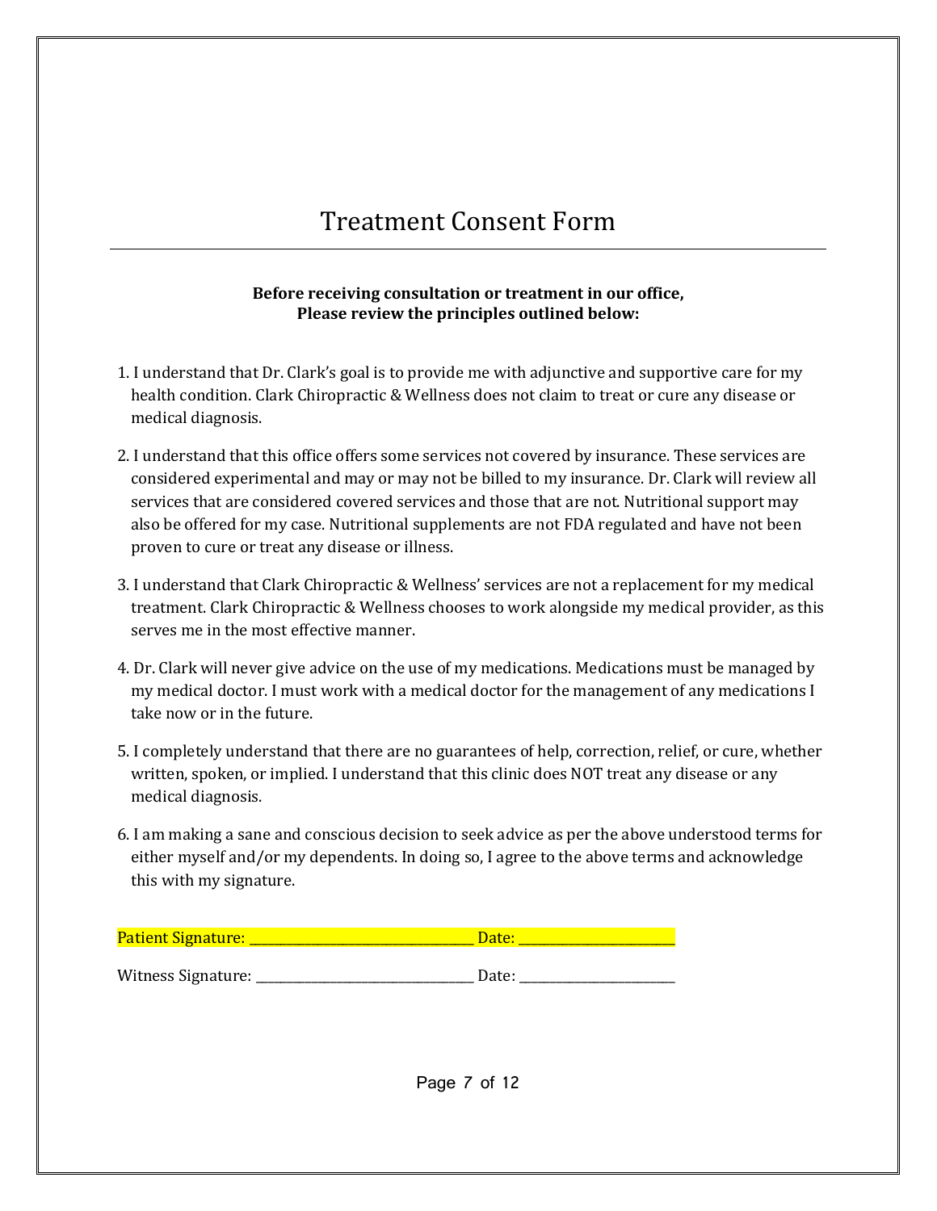# Treatment Consent Form

**Before receiving consultation or treatment in our office,**
**Please review the principles outlined below:**

1. I understand that Dr. Clark's goal is to provide me with adjunctive and supportive care for my health condition. Clark Chiropractic & Wellness does not claim to treat or cure any disease or medical diagnosis.

2. I understand that this office offers some services not covered by insurance. These services are considered experimental and may or may not be billed to my insurance. Dr. Clark will review all services that are considered covered services and those that are not. Nutritional support may also be offered for my case. Nutritional supplements are not FDA regulated and have not been proven to cure or treat any disease or illness.

3. I understand that Clark Chiropractic & Wellness' services are not a replacement for my medical treatment. Clark Chiropractic & Wellness chooses to work alongside my medical provider, as this serves me in the most effective manner.

4. Dr. Clark will never give advice on the use of my medications. Medications must be managed by my medical doctor. I must work with a medical doctor for the management of any medications I take now or in the future.

5. I completely understand that there are no guarantees of help, correction, relief, or cure, whether written, spoken, or implied. I understand that this clinic does NOT treat any disease or any medical diagnosis.

6. I am making a sane and conscious decision to seek advice as per the above understood terms for either myself and/or my dependents. In doing so, I agree to the above terms and acknowledge this with my signature.

Patient Signature: ______________________________ Date: ____________________

Witness Signature: ______________________________ Date: ____________________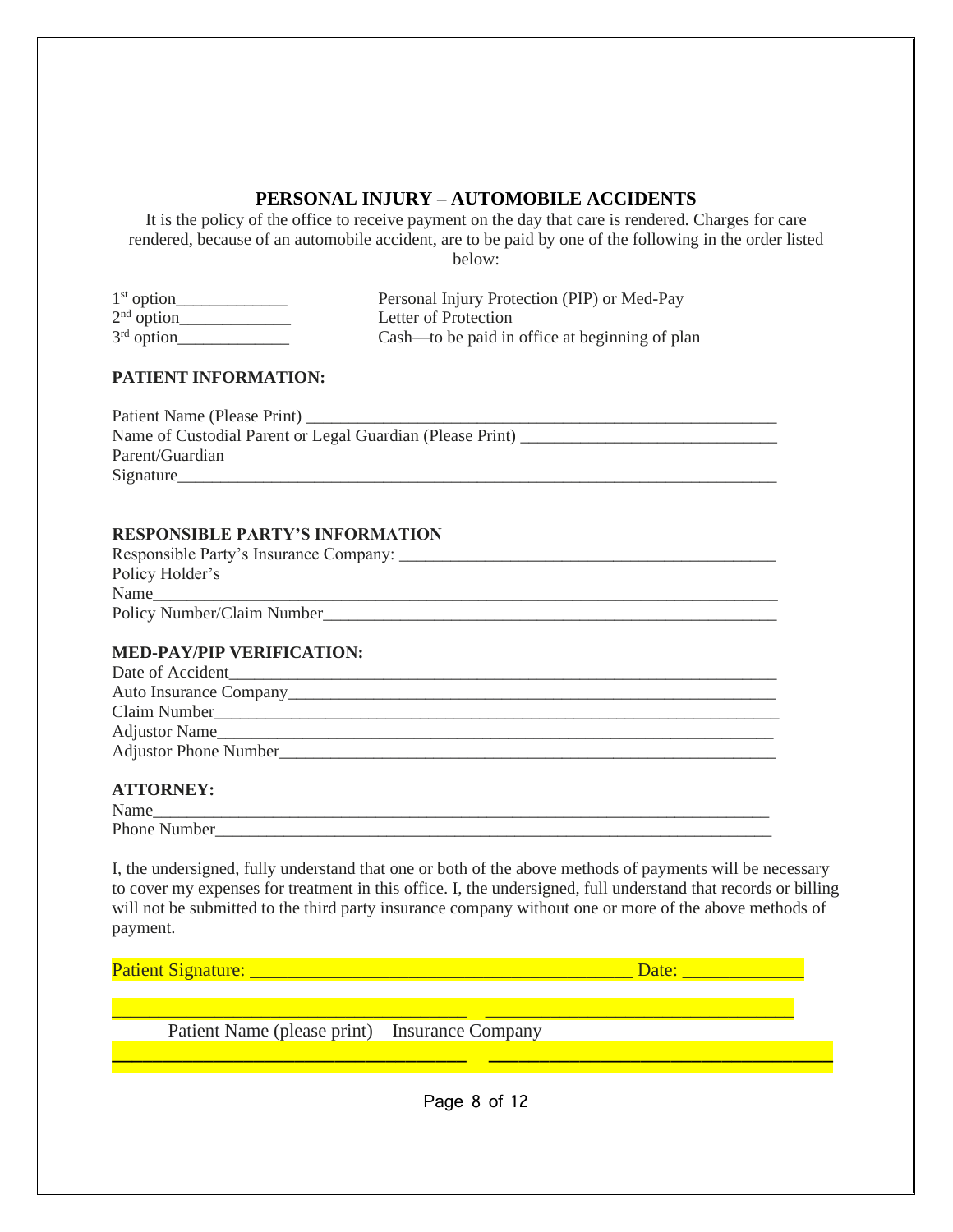## PERSONAL INJURY – AUTOMOBILE ACCIDENTS

It is the policy of the office to receive payment on the day that care is rendered. Charges for care rendered, because of an automobile accident, are to be paid by one of the following in the order listed below:

1st option_____________ Personal Injury Protection (PIP) or Med-Pay
2nd option_____________ Letter of Protection
3rd option_____________ Cash—to be paid in office at beginning of plan

**PATIENT INFORMATION:**

Patient Name (Please Print) _______________________________________________________
Name of Custodial Parent or Legal Guardian (Please Print) ______________________________
Parent/Guardian
Signature______________________________________________________________________

**RESPONSIBLE PARTY'S INFORMATION**

Responsible Party's Insurance Company: ____________________________________________
Policy Holder's
Name__________________________________________________________________________
Policy Number/Claim Number_______________________________________________________

**MED-PAY/PIP VERIFICATION:**

Date of Accident_________________________________________________________________
Auto Insurance Company___________________________________________________________
Claim Number____________________________________________________________________
Adjustor Name___________________________________________________________________
Adjustor Phone Number____________________________________________________________

**ATTORNEY:**

Name__________________________________________________________________________
Phone Number___________________________________________________________________

I, the undersigned, fully understand that one or both of the above methods of payments will be necessary to cover my expenses for treatment in this office. I, the undersigned, full understand that records or billing will not be submitted to the third party insurance company without one or more of the above methods of payment.

Patient Signature: _________________________________________ Date: _____________

_____________________________________ _________________________________
Patient Name (please print) Insurance Company

_____________________________________ _________________________________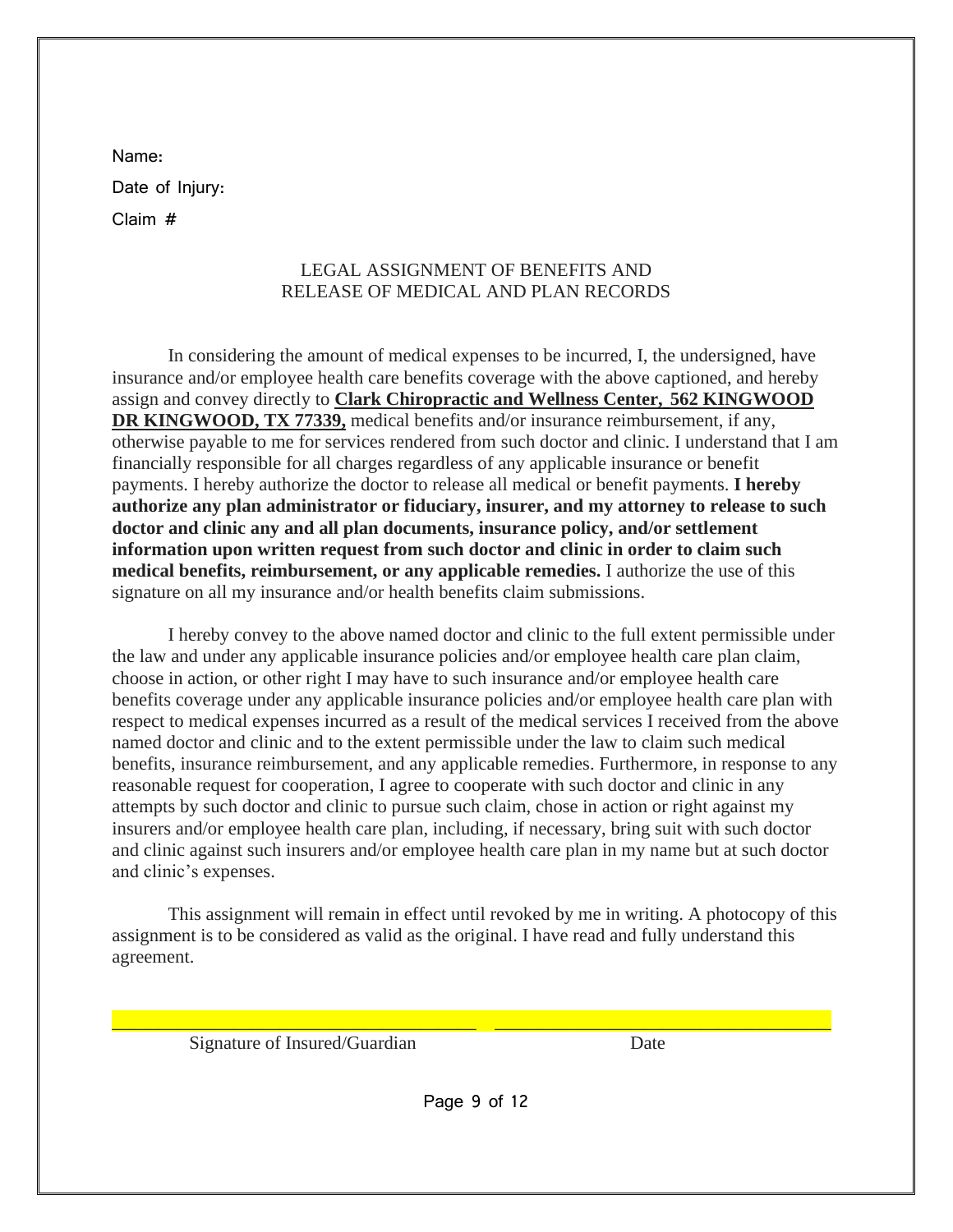Name:

Date of Injury:

Claim #

## LEGAL ASSIGNMENT OF BENEFITS AND RELEASE OF MEDICAL AND PLAN RECORDS

In considering the amount of medical expenses to be incurred, I, the undersigned, have insurance and/or employee health care benefits coverage with the above captioned, and hereby assign and convey directly to **Clark Chiropractic and Wellness Center, 562 KINGWOOD DR KINGWOOD, TX 77339,** medical benefits and/or insurance reimbursement, if any, otherwise payable to me for services rendered from such doctor and clinic. I understand that I am financially responsible for all charges regardless of any applicable insurance or benefit payments. I hereby authorize the doctor to release all medical or benefit payments. **I hereby authorize any plan administrator or fiduciary, insurer, and my attorney to release to such doctor and clinic any and all plan documents, insurance policy, and/or settlement information upon written request from such doctor and clinic in order to claim such medical benefits, reimbursement, or any applicable remedies.** I authorize the use of this signature on all my insurance and/or health benefits claim submissions.

I hereby convey to the above named doctor and clinic to the full extent permissible under the law and under any applicable insurance policies and/or employee health care plan claim, choose in action, or other right I may have to such insurance and/or employee health care benefits coverage under any applicable insurance policies and/or employee health care plan with respect to medical expenses incurred as a result of the medical services I received from the above named doctor and clinic and to the extent permissible under the law to claim such medical benefits, insurance reimbursement, and any applicable remedies. Furthermore, in response to any reasonable request for cooperation, I agree to cooperate with such doctor and clinic in any attempts by such doctor and clinic to pursue such claim, chose in action or right against my insurers and/or employee health care plan, including, if necessary, bring suit with such doctor and clinic against such insurers and/or employee health care plan in my name but at such doctor and clinic's expenses.

This assignment will remain in effect until revoked by me in writing. A photocopy of this assignment is to be considered as valid as the original. I have read and fully understand this agreement.

\_\_\_\_\_\_\_\_\_\_\_\_\_\_\_\_\_\_\_\_\_\_\_\_\_\_\_\_\_\_\_\_\_\_\_\_ \_\_\_\_\_\_\_\_\_\_\_\_\_\_\_\_\_\_\_\_\_\_\_\_\_\_\_\_\_\_\_\_\_\_\_\_

Signature of Insured/Guardian Date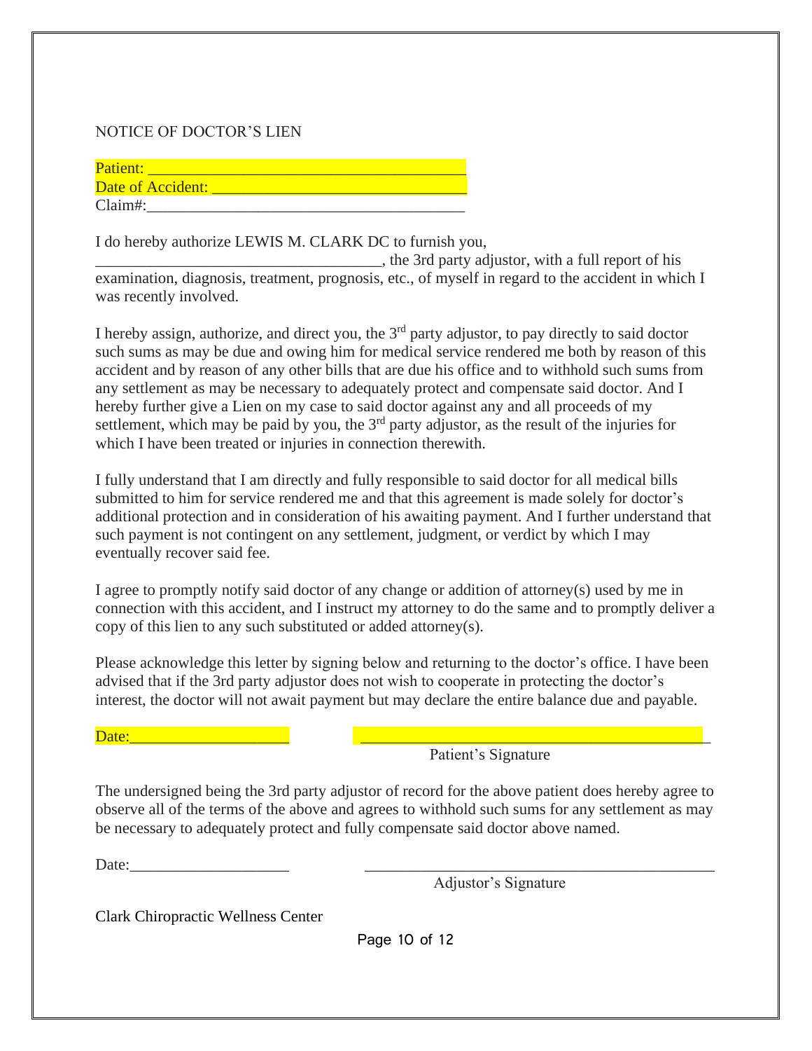# NOTICE OF DOCTOR'S LIEN

Patient: ________________________________________
Date of Accident: ________________________________
Claim#:________________________________________

I do hereby authorize LEWIS M. CLARK DC to furnish you, ____________________________________, the 3rd party adjustor, with a full report of his examination, diagnosis, treatment, prognosis, etc., of myself in regard to the accident in which I was recently involved.

I hereby assign, authorize, and direct you, the 3rd party adjustor, to pay directly to said doctor such sums as may be due and owing him for medical service rendered me both by reason of this accident and by reason of any other bills that are due his office and to withhold such sums from any settlement as may be necessary to adequately protect and compensate said doctor. And I hereby further give a Lien on my case to said doctor against any and all proceeds of my settlement, which may be paid by you, the 3rd party adjustor, as the result of the injuries for which I have been treated or injuries in connection therewith.

I fully understand that I am directly and fully responsible to said doctor for all medical bills submitted to him for service rendered me and that this agreement is made solely for doctor's additional protection and in consideration of his awaiting payment. And I further understand that such payment is not contingent on any settlement, judgment, or verdict by which I may eventually recover said fee.

I agree to promptly notify said doctor of any change or addition of attorney(s) used by me in connection with this accident, and I instruct my attorney to do the same and to promptly deliver a copy of this lien to any such substituted or added attorney(s).

Please acknowledge this letter by signing below and returning to the doctor's office. I have been advised that if the 3rd party adjustor does not wish to cooperate in protecting the doctor's interest, the doctor will not await payment but may declare the entire balance due and payable.

Date:____________________ _____________________________________________
Patient's Signature

The undersigned being the 3rd party adjustor of record for the above patient does hereby agree to observe all of the terms of the above and agrees to withhold such sums for any settlement as may be necessary to adequately protect and fully compensate said doctor above named.

Date:____________________ _____________________________________________
Adjustor's Signature

Clark Chiropractic Wellness Center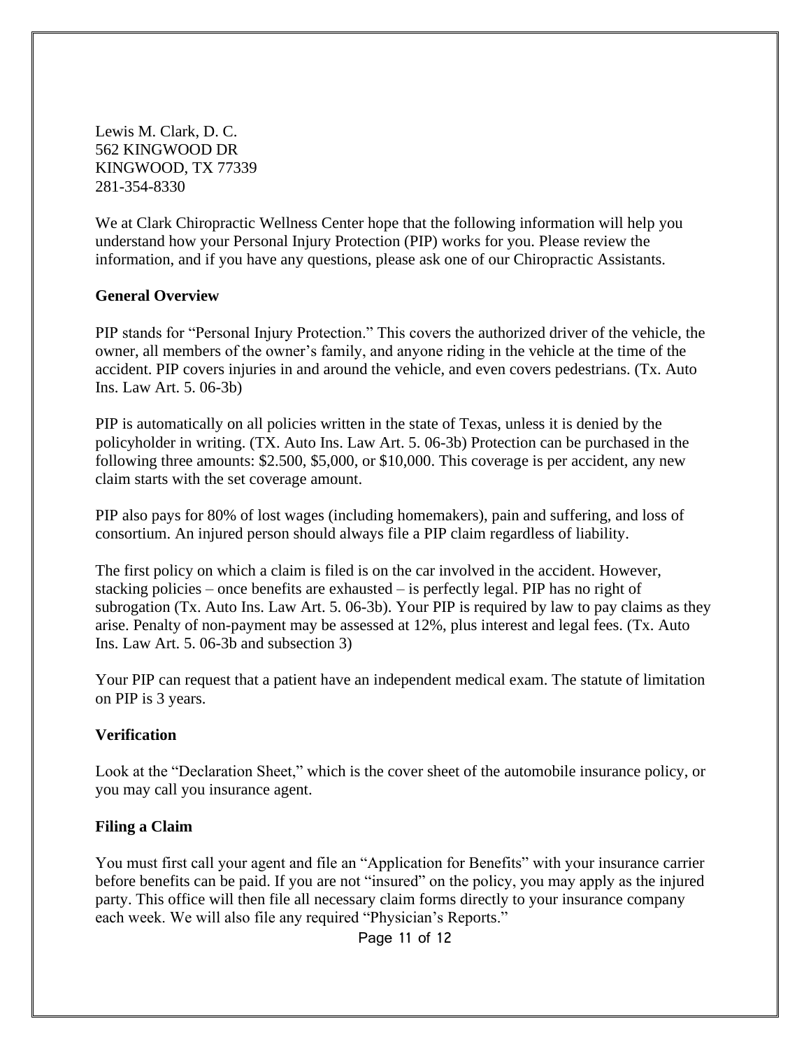Lewis M. Clark, D. C.
562 KINGWOOD DR
KINGWOOD, TX 77339
281-354-8330

We at Clark Chiropractic Wellness Center hope that the following information will help you understand how your Personal Injury Protection (PIP) works for you. Please review the information, and if you have any questions, please ask one of our Chiropractic Assistants.

**General Overview**

PIP stands for "Personal Injury Protection." This covers the authorized driver of the vehicle, the owner, all members of the owner's family, and anyone riding in the vehicle at the time of the accident. PIP covers injuries in and around the vehicle, and even covers pedestrians. (Tx. Auto Ins. Law Art. 5. 06-3b)

PIP is automatically on all policies written in the state of Texas, unless it is denied by the policyholder in writing. (TX. Auto Ins. Law Art. 5. 06-3b) Protection can be purchased in the following three amounts: $2.500, $5,000, or $10,000. This coverage is per accident, any new claim starts with the set coverage amount.

PIP also pays for 80% of lost wages (including homemakers), pain and suffering, and loss of consortium. An injured person should always file a PIP claim regardless of liability.

The first policy on which a claim is filed is on the car involved in the accident. However, stacking policies – once benefits are exhausted – is perfectly legal. PIP has no right of subrogation (Tx. Auto Ins. Law Art. 5. 06-3b). Your PIP is required by law to pay claims as they arise. Penalty of non-payment may be assessed at 12%, plus interest and legal fees. (Tx. Auto Ins. Law Art. 5. 06-3b and subsection 3)

Your PIP can request that a patient have an independent medical exam. The statute of limitation on PIP is 3 years.

**Verification**

Look at the "Declaration Sheet," which is the cover sheet of the automobile insurance policy, or you may call you insurance agent.

**Filing a Claim**

You must first call your agent and file an "Application for Benefits" with your insurance carrier before benefits can be paid. If you are not "insured" on the policy, you may apply as the injured party. This office will then file all necessary claim forms directly to your insurance company each week. We will also file any required "Physician's Reports."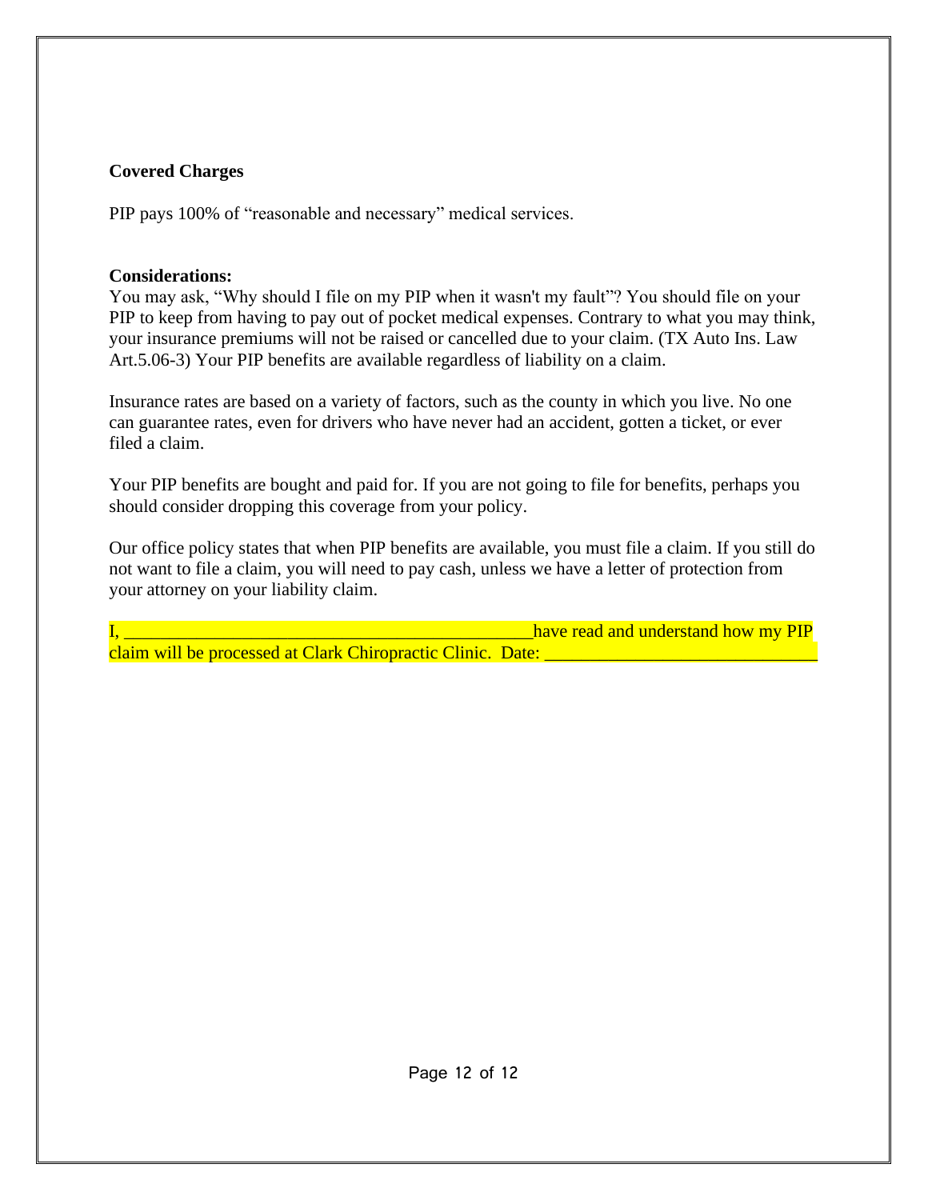**Covered Charges**

PIP pays 100% of "reasonable and necessary" medical services.

**Considerations:**
You may ask, "Why should I file on my PIP when it wasn't my fault"? You should file on your PIP to keep from having to pay out of pocket medical expenses. Contrary to what you may think, your insurance premiums will not be raised or cancelled due to your claim. (TX Auto Ins. Law Art.5.06-3) Your PIP benefits are available regardless of liability on a claim.

Insurance rates are based on a variety of factors, such as the county in which you live. No one can guarantee rates, even for drivers who have never had an accident, gotten a ticket, or ever filed a claim.

Your PIP benefits are bought and paid for. If you are not going to file for benefits, perhaps you should consider dropping this coverage from your policy.

Our office policy states that when PIP benefits are available, you must file a claim. If you still do not want to file a claim, you will need to pay cash, unless we have a letter of protection from your attorney on your liability claim.

I, _____________________________________________have read and understand how my PIP claim will be processed at Clark Chiropractic Clinic. Date: ______________________________